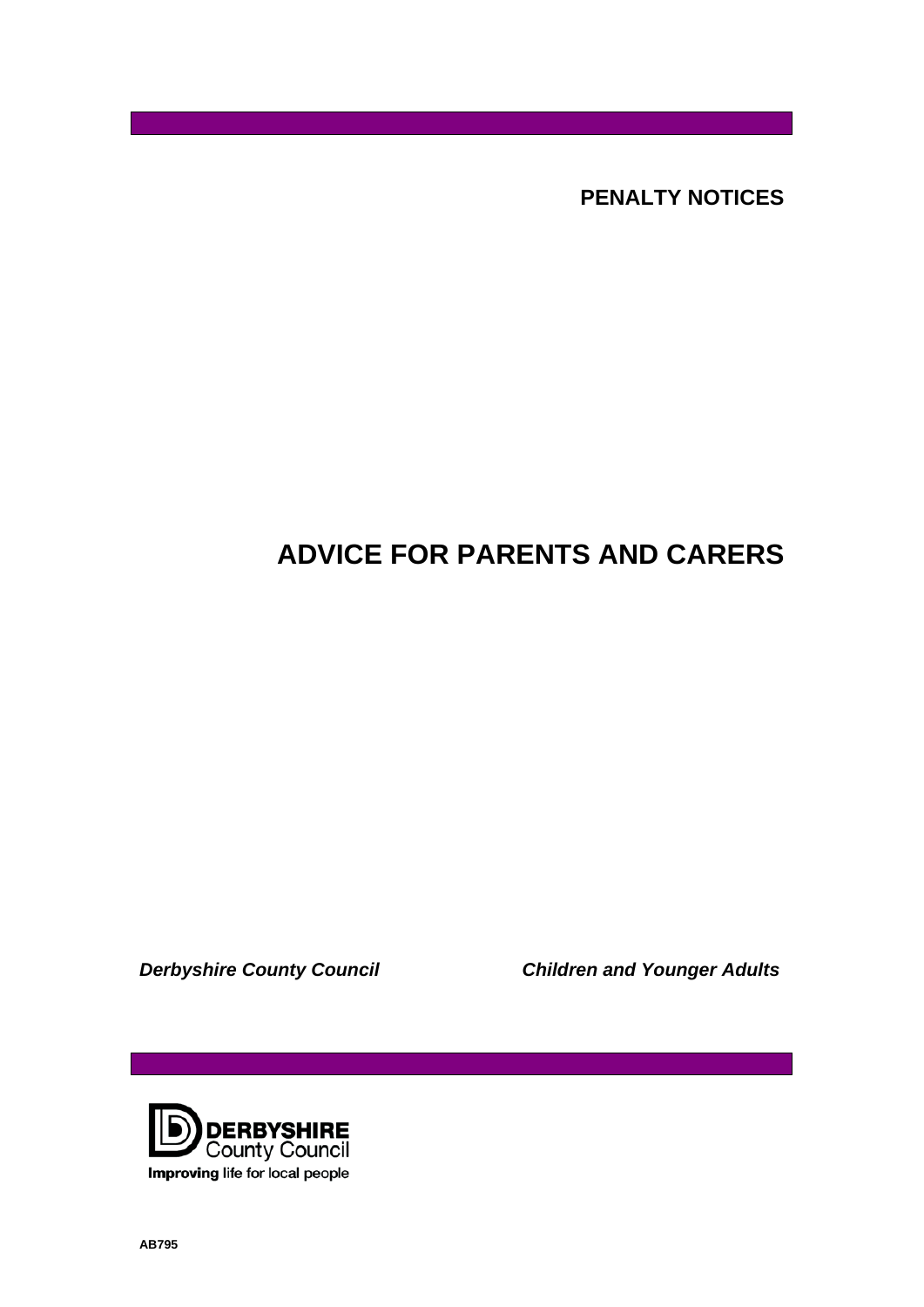**PENALTY NOTICES**

# ADVICE FOR PARENTS AND CARERS

***Derbyshire County Council*** ***Children and Younger Adults***

**DERBYSHIRE** County Council

**Improving** life for local people

**AB795**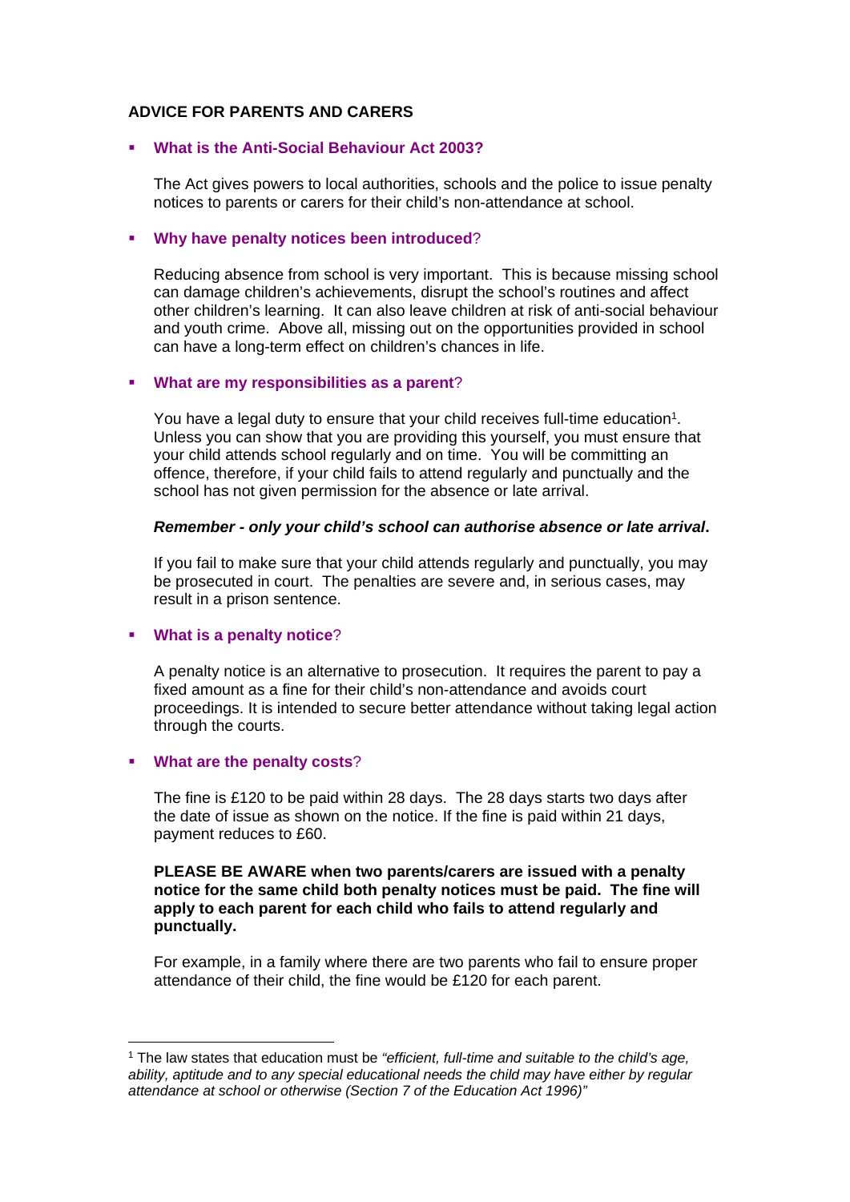**ADVICE FOR PARENTS AND CARERS**

- **What is the Anti-Social Behaviour Act 2003?**

  The Act gives powers to local authorities, schools and the police to issue penalty notices to parents or carers for their child's non-attendance at school.

- **Why have penalty notices been introduced?**

  Reducing absence from school is very important. This is because missing school can damage children's achievements, disrupt the school's routines and affect other children's learning. It can also leave children at risk of anti-social behaviour and youth crime. Above all, missing out on the opportunities provided in school can have a long-term effect on children's chances in life.

- **What are my responsibilities as a parent?**

  You have a legal duty to ensure that your child receives full-time education[1]. Unless you can show that you are providing this yourself, you must ensure that your child attends school regularly and on time. You will be committing an offence, therefore, if your child fails to attend regularly and punctually and the school has not given permission for the absence or late arrival.

  ***Remember - only your child's school can authorise absence or late arrival.***

  If you fail to make sure that your child attends regularly and punctually, you may be prosecuted in court. The penalties are severe and, in serious cases, may result in a prison sentence.

- **What is a penalty notice?**

  A penalty notice is an alternative to prosecution. It requires the parent to pay a fixed amount as a fine for their child's non-attendance and avoids court proceedings. It is intended to secure better attendance without taking legal action through the courts.

- **What are the penalty costs?**

  The fine is £120 to be paid within 28 days. The 28 days starts two days after the date of issue as shown on the notice. If the fine is paid within 21 days, payment reduces to £60.

  **PLEASE BE AWARE when two parents/carers are issued with a penalty notice for the same child both penalty notices must be paid. The fine will apply to each parent for each child who fails to attend regularly and punctually.**

  For example, in a family where there are two parents who fail to ensure proper attendance of their child, the fine would be £120 for each parent.

---

[1] The law states that education must be *"efficient, full-time and suitable to the child's age, ability, aptitude and to any special educational needs the child may have either by regular attendance at school or otherwise (Section 7 of the Education Act 1996)"*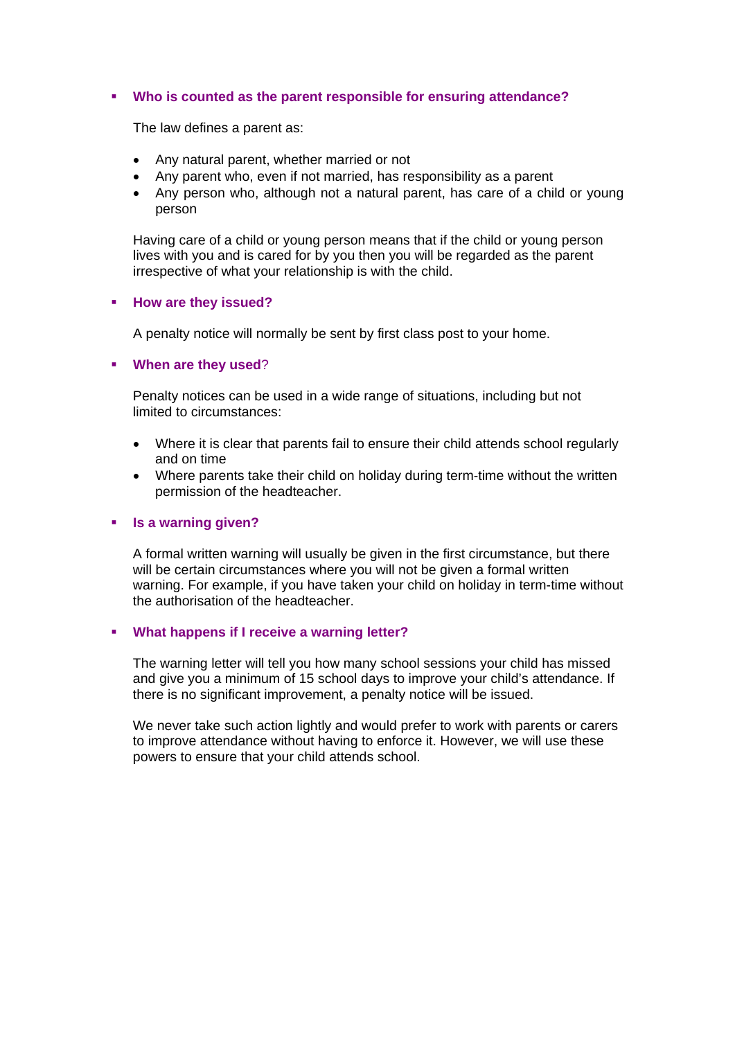- **Who is counted as the parent responsible for ensuring attendance?**

  The law defines a parent as:

  - Any natural parent, whether married or not
  - Any parent who, even if not married, has responsibility as a parent
  - Any person who, although not a natural parent, has care of a child or young person

  Having care of a child or young person means that if the child or young person lives with you and is cared for by you then you will be regarded as the parent irrespective of what your relationship is with the child.

- **How are they issued?**

  A penalty notice will normally be sent by first class post to your home.

- **When are they used**?

  Penalty notices can be used in a wide range of situations, including but not limited to circumstances:

  - Where it is clear that parents fail to ensure their child attends school regularly and on time
  - Where parents take their child on holiday during term-time without the written permission of the headteacher.

- **Is a warning given?**

  A formal written warning will usually be given in the first circumstance, but there will be certain circumstances where you will not be given a formal written warning. For example, if you have taken your child on holiday in term-time without the authorisation of the headteacher.

- **What happens if I receive a warning letter?**

  The warning letter will tell you how many school sessions your child has missed and give you a minimum of 15 school days to improve your child's attendance. If there is no significant improvement, a penalty notice will be issued.

  We never take such action lightly and would prefer to work with parents or carers to improve attendance without having to enforce it. However, we will use these powers to ensure that your child attends school.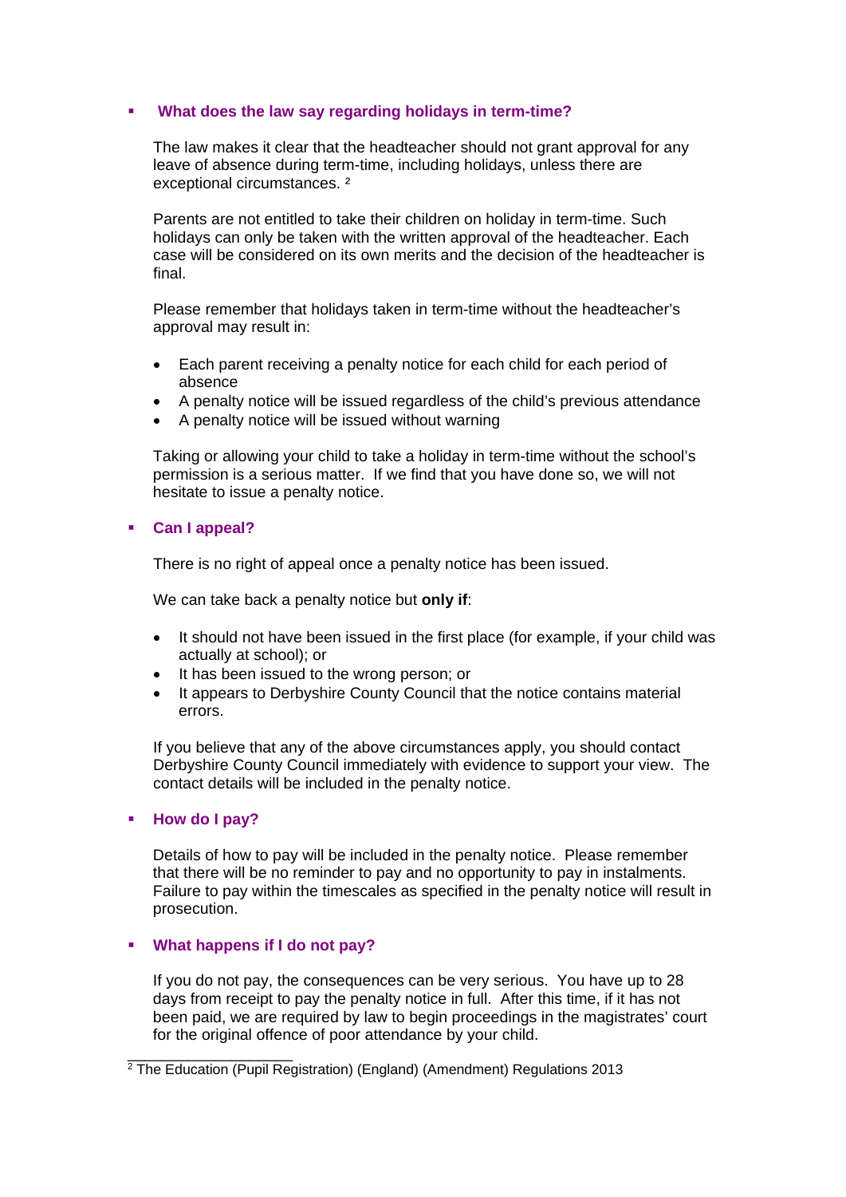## What does the law say regarding holidays in term-time?

The law makes it clear that the headteacher should not grant approval for any leave of absence during term-time, including holidays, unless there are exceptional circumstances. [2]

Parents are not entitled to take their children on holiday in term-time. Such holidays can only be taken with the written approval of the headteacher. Each case will be considered on its own merits and the decision of the headteacher is final.

Please remember that holidays taken in term-time without the headteacher's approval may result in:

- Each parent receiving a penalty notice for each child for each period of absence
- A penalty notice will be issued regardless of the child's previous attendance
- A penalty notice will be issued without warning

Taking or allowing your child to take a holiday in term-time without the school's permission is a serious matter. If we find that you have done so, we will not hesitate to issue a penalty notice.

## Can I appeal?

There is no right of appeal once a penalty notice has been issued.

We can take back a penalty notice but **only if**:

- It should not have been issued in the first place (for example, if your child was actually at school); or
- It has been issued to the wrong person; or
- It appears to Derbyshire County Council that the notice contains material errors.

If you believe that any of the above circumstances apply, you should contact Derbyshire County Council immediately with evidence to support your view. The contact details will be included in the penalty notice.

## How do I pay?

Details of how to pay will be included in the penalty notice. Please remember that there will be no reminder to pay and no opportunity to pay in instalments. Failure to pay within the timescales as specified in the penalty notice will result in prosecution.

## What happens if I do not pay?

If you do not pay, the consequences can be very serious. You have up to 28 days from receipt to pay the penalty notice in full. After this time, if it has not been paid, we are required by law to begin proceedings in the magistrates' court for the original offence of poor attendance by your child.

---

[2] The Education (Pupil Registration) (England) (Amendment) Regulations 2013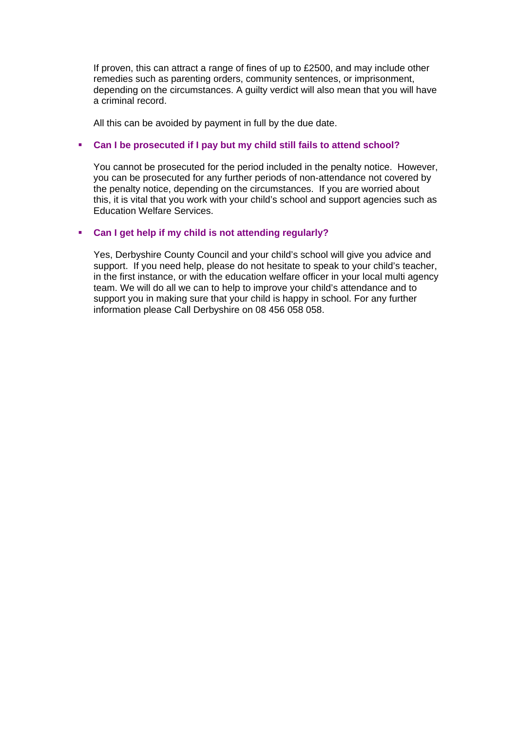If proven, this can attract a range of fines of up to £2500, and may include other remedies such as parenting orders, community sentences, or imprisonment, depending on the circumstances. A guilty verdict will also mean that you will have a criminal record.

All this can be avoided by payment in full by the due date.

- **Can I be prosecuted if I pay but my child still fails to attend school?**

  You cannot be prosecuted for the period included in the penalty notice. However, you can be prosecuted for any further periods of non-attendance not covered by the penalty notice, depending on the circumstances. If you are worried about this, it is vital that you work with your child's school and support agencies such as Education Welfare Services.

- **Can I get help if my child is not attending regularly?**

  Yes, Derbyshire County Council and your child's school will give you advice and support. If you need help, please do not hesitate to speak to your child's teacher, in the first instance, or with the education welfare officer in your local multi agency team. We will do all we can to help to improve your child's attendance and to support you in making sure that your child is happy in school. For any further information please Call Derbyshire on 08 456 058 058.